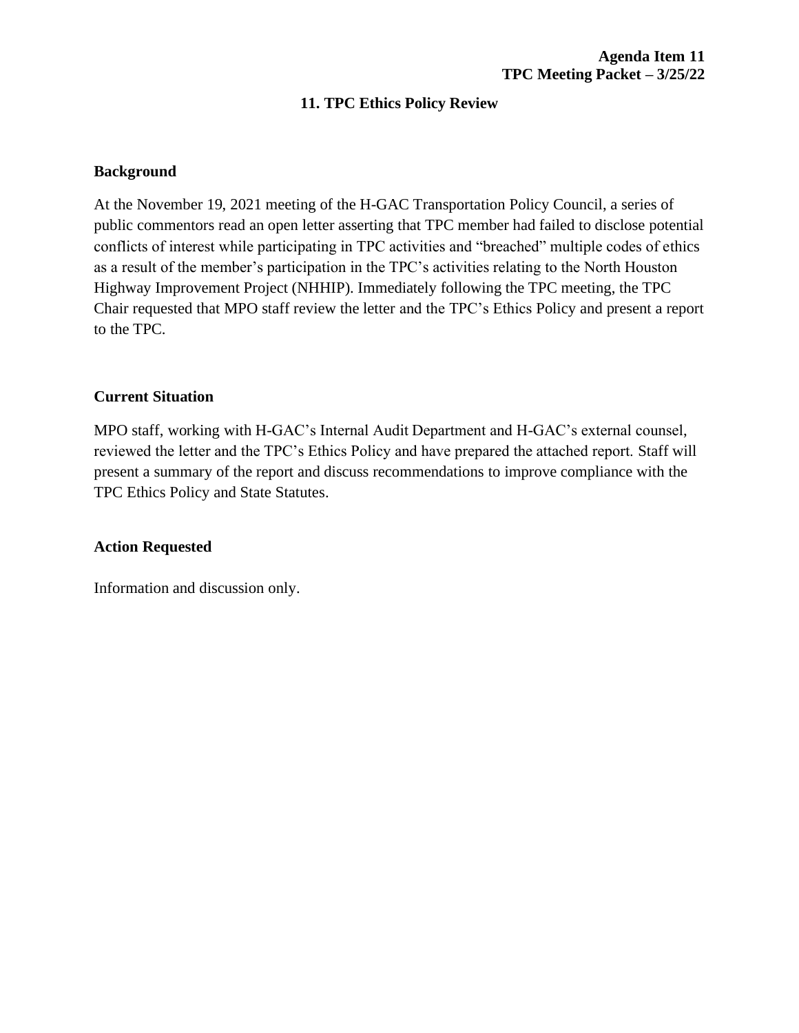**Agenda Item 11**
**TPC Meeting Packet – 3/25/22**

# 11. TPC Ethics Policy Review

## Background

At the November 19, 2021 meeting of the H-GAC Transportation Policy Council, a series of public commentors read an open letter asserting that TPC member had failed to disclose potential conflicts of interest while participating in TPC activities and "breached" multiple codes of ethics as a result of the member's participation in the TPC's activities relating to the North Houston Highway Improvement Project (NHHIP). Immediately following the TPC meeting, the TPC Chair requested that MPO staff review the letter and the TPC's Ethics Policy and present a report to the TPC.

## Current Situation

MPO staff, working with H-GAC's Internal Audit Department and H-GAC's external counsel, reviewed the letter and the TPC's Ethics Policy and have prepared the attached report. Staff will present a summary of the report and discuss recommendations to improve compliance with the TPC Ethics Policy and State Statutes.

## Action Requested

Information and discussion only.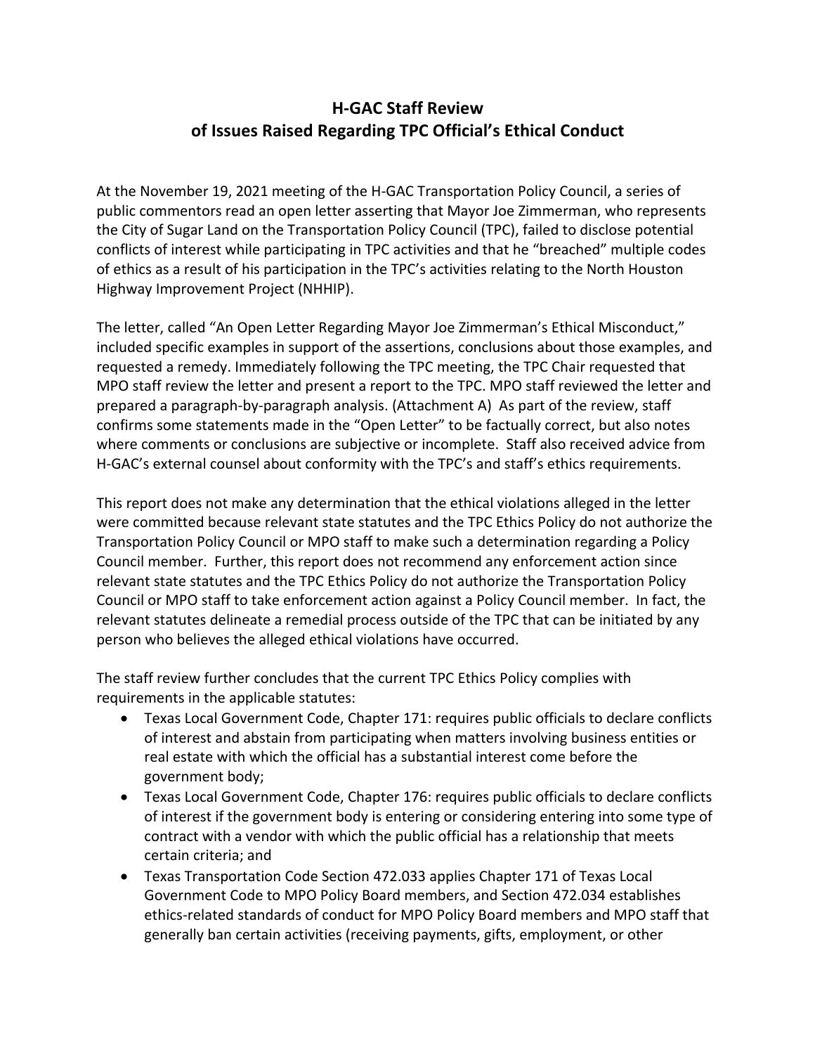## H-GAC Staff Review of Issues Raised Regarding TPC Official's Ethical Conduct

At the November 19, 2021 meeting of the H-GAC Transportation Policy Council, a series of public commentors read an open letter asserting that Mayor Joe Zimmerman, who represents the City of Sugar Land on the Transportation Policy Council (TPC), failed to disclose potential conflicts of interest while participating in TPC activities and that he "breached" multiple codes of ethics as a result of his participation in the TPC's activities relating to the North Houston Highway Improvement Project (NHHIP).

The letter, called "An Open Letter Regarding Mayor Joe Zimmerman's Ethical Misconduct," included specific examples in support of the assertions, conclusions about those examples, and requested a remedy. Immediately following the TPC meeting, the TPC Chair requested that MPO staff review the letter and present a report to the TPC. MPO staff reviewed the letter and prepared a paragraph-by-paragraph analysis. (Attachment A) As part of the review, staff confirms some statements made in the "Open Letter" to be factually correct, but also notes where comments or conclusions are subjective or incomplete. Staff also received advice from H-GAC's external counsel about conformity with the TPC's and staff's ethics requirements.

This report does not make any determination that the ethical violations alleged in the letter were committed because relevant state statutes and the TPC Ethics Policy do not authorize the Transportation Policy Council or MPO staff to make such a determination regarding a Policy Council member. Further, this report does not recommend any enforcement action since relevant state statutes and the TPC Ethics Policy do not authorize the Transportation Policy Council or MPO staff to take enforcement action against a Policy Council member. In fact, the relevant statutes delineate a remedial process outside of the TPC that can be initiated by any person who believes the alleged ethical violations have occurred.

The staff review further concludes that the current TPC Ethics Policy complies with requirements in the applicable statutes:

- Texas Local Government Code, Chapter 171: requires public officials to declare conflicts of interest and abstain from participating when matters involving business entities or real estate with which the official has a substantial interest come before the government body;
- Texas Local Government Code, Chapter 176: requires public officials to declare conflicts of interest if the government body is entering or considering entering into some type of contract with a vendor with which the public official has a relationship that meets certain criteria; and
- Texas Transportation Code Section 472.033 applies Chapter 171 of Texas Local Government Code to MPO Policy Board members, and Section 472.034 establishes ethics-related standards of conduct for MPO Policy Board members and MPO staff that generally ban certain activities (receiving payments, gifts, employment, or other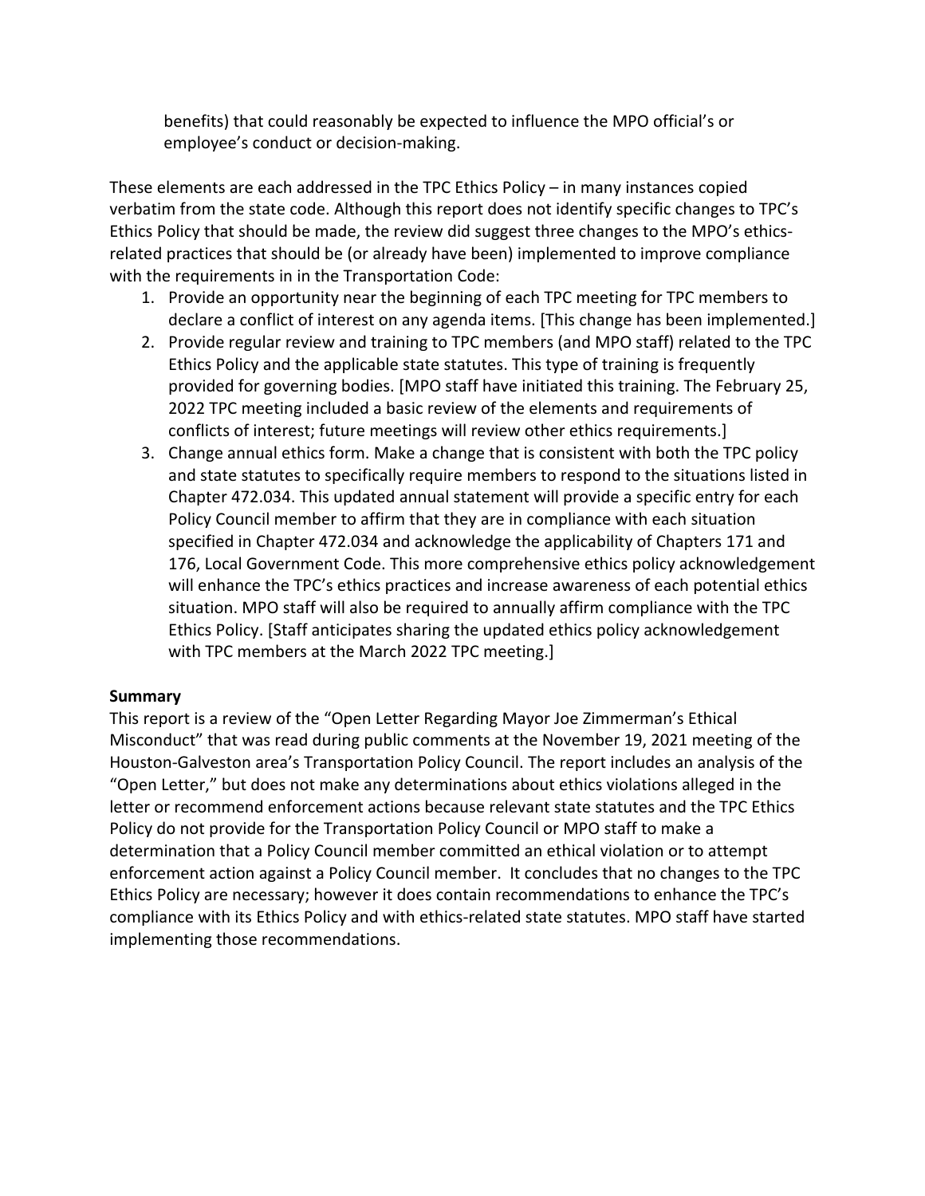benefits) that could reasonably be expected to influence the MPO official's or employee's conduct or decision-making.

These elements are each addressed in the TPC Ethics Policy – in many instances copied verbatim from the state code. Although this report does not identify specific changes to TPC's Ethics Policy that should be made, the review did suggest three changes to the MPO's ethics-related practices that should be (or already have been) implemented to improve compliance with the requirements in in the Transportation Code:

1. Provide an opportunity near the beginning of each TPC meeting for TPC members to declare a conflict of interest on any agenda items. [This change has been implemented.]
2. Provide regular review and training to TPC members (and MPO staff) related to the TPC Ethics Policy and the applicable state statutes. This type of training is frequently provided for governing bodies. [MPO staff have initiated this training. The February 25, 2022 TPC meeting included a basic review of the elements and requirements of conflicts of interest; future meetings will review other ethics requirements.]
3. Change annual ethics form. Make a change that is consistent with both the TPC policy and state statutes to specifically require members to respond to the situations listed in Chapter 472.034. This updated annual statement will provide a specific entry for each Policy Council member to affirm that they are in compliance with each situation specified in Chapter 472.034 and acknowledge the applicability of Chapters 171 and 176, Local Government Code. This more comprehensive ethics policy acknowledgement will enhance the TPC's ethics practices and increase awareness of each potential ethics situation. MPO staff will also be required to annually affirm compliance with the TPC Ethics Policy. [Staff anticipates sharing the updated ethics policy acknowledgement with TPC members at the March 2022 TPC meeting.]

**Summary**

This report is a review of the "Open Letter Regarding Mayor Joe Zimmerman's Ethical Misconduct" that was read during public comments at the November 19, 2021 meeting of the Houston-Galveston area's Transportation Policy Council. The report includes an analysis of the "Open Letter," but does not make any determinations about ethics violations alleged in the letter or recommend enforcement actions because relevant state statutes and the TPC Ethics Policy do not provide for the Transportation Policy Council or MPO staff to make a determination that a Policy Council member committed an ethical violation or to attempt enforcement action against a Policy Council member. It concludes that no changes to the TPC Ethics Policy are necessary; however it does contain recommendations to enhance the TPC's compliance with its Ethics Policy and with ethics-related state statutes. MPO staff have started implementing those recommendations.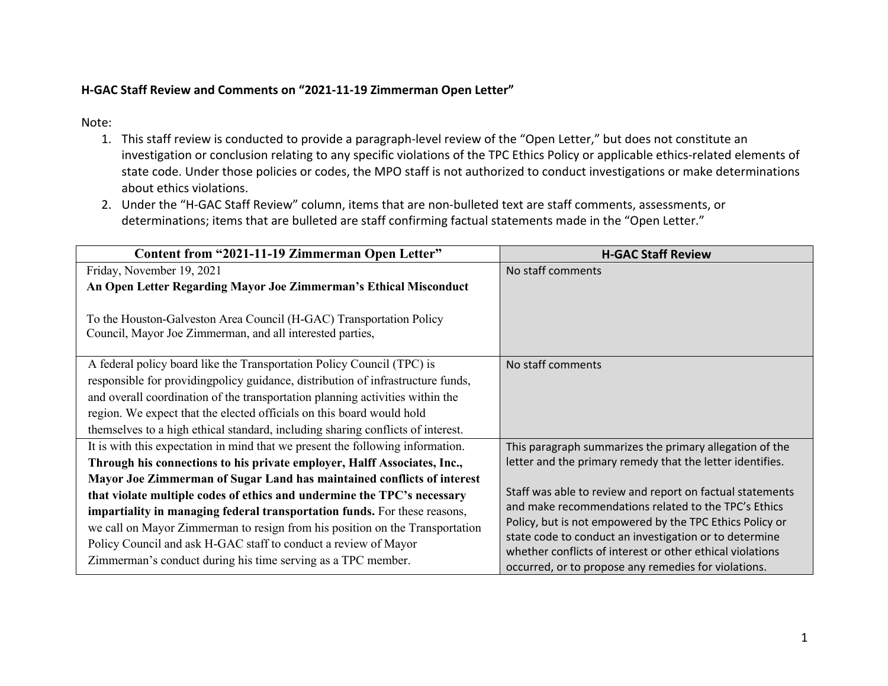**H-GAC Staff Review and Comments on "2021-11-19 Zimmerman Open Letter"**

Note:

1. This staff review is conducted to provide a paragraph-level review of the "Open Letter," but does not constitute an investigation or conclusion relating to any specific violations of the TPC Ethics Policy or applicable ethics-related elements of state code. Under those policies or codes, the MPO staff is not authorized to conduct investigations or make determinations about ethics violations.
2. Under the "H-GAC Staff Review" column, items that are non-bulleted text are staff comments, assessments, or determinations; items that are bulleted are staff confirming factual statements made in the "Open Letter."

| Content from "2021-11-19 Zimmerman Open Letter" | H-GAC Staff Review |
|---|---|
| Friday, November 19, 2021<br>**An Open Letter Regarding Mayor Joe Zimmerman's Ethical Misconduct**<br><br>To the Houston-Galveston Area Council (H-GAC) Transportation Policy Council, Mayor Joe Zimmerman, and all interested parties, | No staff comments |
| A federal policy board like the Transportation Policy Council (TPC) is responsible for providingpolicy guidance, distribution of infrastructure funds, and overall coordination of the transportation planning activities within the region. We expect that the elected officials on this board would hold themselves to a high ethical standard, including sharing conflicts of interest. | No staff comments |
| It is with this expectation in mind that we present the following information. **Through his connections to his private employer, Halff Associates, Inc., Mayor Joe Zimmerman of Sugar Land has maintained conflicts of interest that violate multiple codes of ethics and undermine the TPC's necessary impartiality in managing federal transportation funds.** For these reasons, we call on Mayor Zimmerman to resign from his position on the Transportation Policy Council and ask H-GAC staff to conduct a review of Mayor Zimmerman's conduct during his time serving as a TPC member. | This paragraph summarizes the primary allegation of the letter and the primary remedy that the letter identifies.<br><br>Staff was able to review and report on factual statements and make recommendations related to the TPC's Ethics Policy, but is not empowered by the TPC Ethics Policy or state code to conduct an investigation or to determine whether conflicts of interest or other ethical violations occurred, or to propose any remedies for violations. |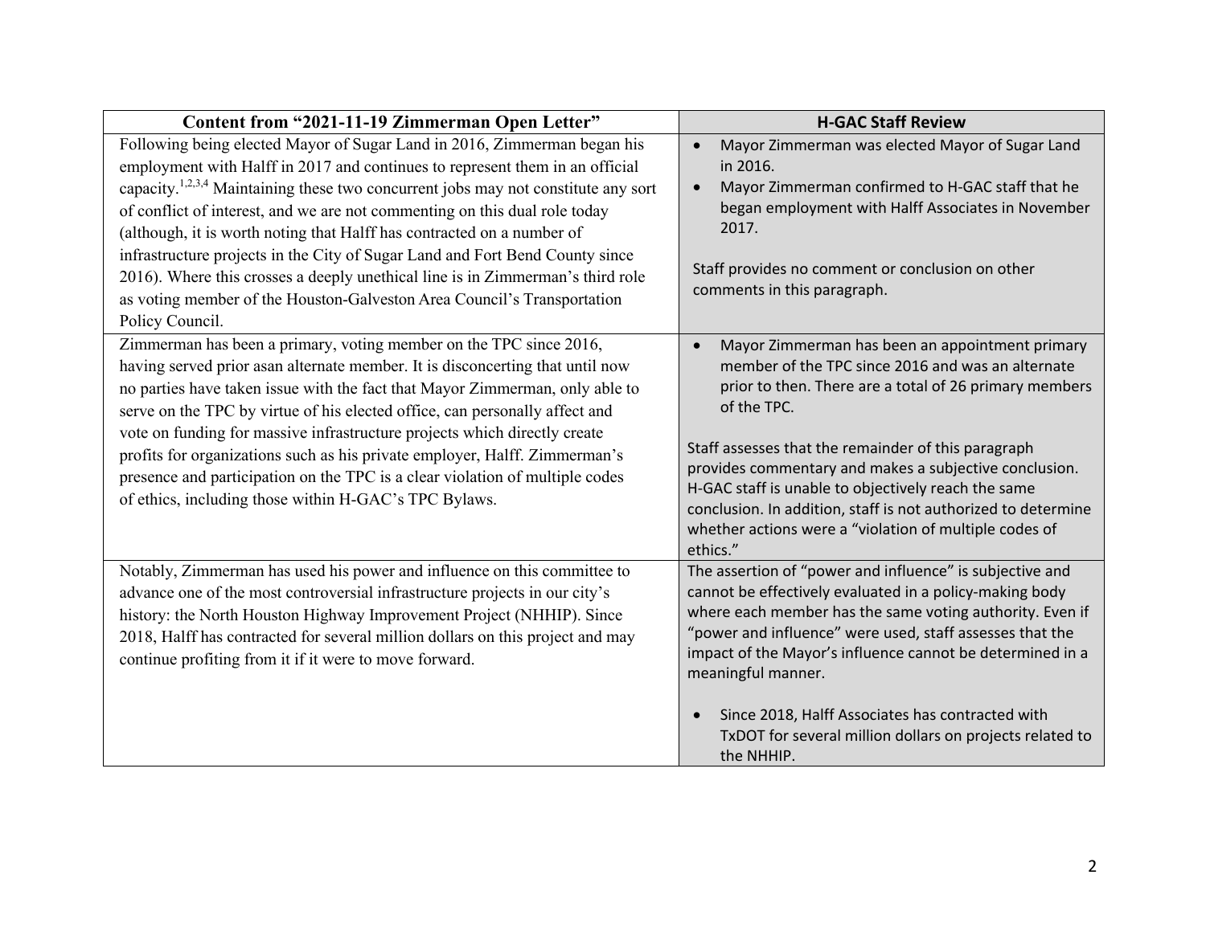| Content from "2021-11-19 Zimmerman Open Letter" | H-GAC Staff Review |
|---|---|
| Following being elected Mayor of Sugar Land in 2016, Zimmerman began his employment with Halff in 2017 and continues to represent them in an official capacity.[1,2,3,4] Maintaining these two concurrent jobs may not constitute any sort of conflict of interest, and we are not commenting on this dual role today (although, it is worth noting that Halff has contracted on a number of infrastructure projects in the City of Sugar Land and Fort Bend County since 2016). Where this crosses a deeply unethical line is in Zimmerman's third role as voting member of the Houston-Galveston Area Council's Transportation Policy Council. | • Mayor Zimmerman was elected Mayor of Sugar Land in 2016.<br>• Mayor Zimmerman confirmed to H-GAC staff that he began employment with Halff Associates in November 2017.<br><br>Staff provides no comment or conclusion on other comments in this paragraph. |
| Zimmerman has been a primary, voting member on the TPC since 2016, having served prior asan alternate member. It is disconcerting that until now no parties have taken issue with the fact that Mayor Zimmerman, only able to serve on the TPC by virtue of his elected office, can personally affect and vote on funding for massive infrastructure projects which directly create profits for organizations such as his private employer, Halff. Zimmerman's presence and participation on the TPC is a clear violation of multiple codes of ethics, including those within H-GAC's TPC Bylaws. | • Mayor Zimmerman has been an appointment primary member of the TPC since 2016 and was an alternate prior to then. There are a total of 26 primary members of the TPC.<br><br>Staff assesses that the remainder of this paragraph provides commentary and makes a subjective conclusion. H-GAC staff is unable to objectively reach the same conclusion. In addition, staff is not authorized to determine whether actions were a "violation of multiple codes of ethics." |
| Notably, Zimmerman has used his power and influence on this committee to advance one of the most controversial infrastructure projects in our city's history: the North Houston Highway Improvement Project (NHHIP). Since 2018, Halff has contracted for several million dollars on this project and may continue profiting from it if it were to move forward. | The assertion of "power and influence" is subjective and cannot be effectively evaluated in a policy-making body where each member has the same voting authority. Even if "power and influence" were used, staff assesses that the impact of the Mayor's influence cannot be determined in a meaningful manner.<br><br>• Since 2018, Halff Associates has contracted with TxDOT for several million dollars on projects related to the NHHIP. |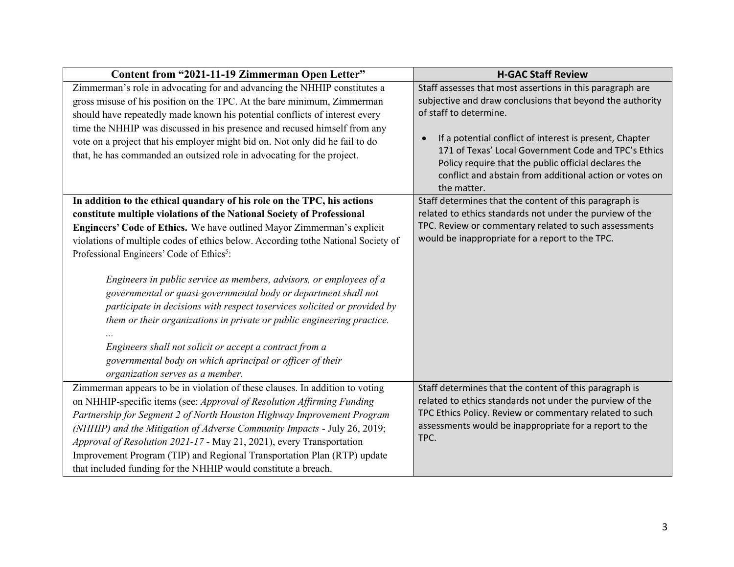| Content from "2021-11-19 Zimmerman Open Letter" | H-GAC Staff Review |
|---|---|
| Zimmerman's role in advocating for and advancing the NHHIP constitutes a gross misuse of his position on the TPC. At the bare minimum, Zimmerman should have repeatedly made known his potential conflicts of interest every time the NHHIP was discussed in his presence and recused himself from any vote on a project that his employer might bid on. Not only did he fail to do that, he has commanded an outsized role in advocating for the project. | Staff assesses that most assertions in this paragraph are subjective and draw conclusions that beyond the authority of staff to determine.<br><br>• If a potential conflict of interest is present, Chapter 171 of Texas' Local Government Code and TPC's Ethics Policy require that the public official declares the conflict and abstain from additional action or votes on the matter. |
| **In addition to the ethical quandary of his role on the TPC, his actions constitute multiple violations of the National Society of Professional Engineers' Code of Ethics.** We have outlined Mayor Zimmerman's explicit violations of multiple codes of ethics below. According tothe National Society of Professional Engineers' Code of Ethics[5]:<br><br>*Engineers in public service as members, advisors, or employees of a governmental or quasi-governmental body or department shall not participate in decisions with respect toservices solicited or provided by them or their organizations in private or public engineering practice.*<br>*...*<br>*Engineers shall not solicit or accept a contract from a governmental body on which aprincipal or officer of their organization serves as a member.* | Staff determines that the content of this paragraph is related to ethics standards not under the purview of the TPC. Review or commentary related to such assessments would be inappropriate for a report to the TPC. |
| Zimmerman appears to be in violation of these clauses. In addition to voting on NHHIP-specific items (see: *Approval of Resolution Affirming Funding Partnership for Segment 2 of North Houston Highway Improvement Program (NHHIP) and the Mitigation of Adverse Community Impacts* - July 26, 2019; *Approval of Resolution 2021-17* - May 21, 2021), every Transportation Improvement Program (TIP) and Regional Transportation Plan (RTP) update that included funding for the NHHIP would constitute a breach. | Staff determines that the content of this paragraph is related to ethics standards not under the purview of the TPC Ethics Policy. Review or commentary related to such assessments would be inappropriate for a report to the TPC. |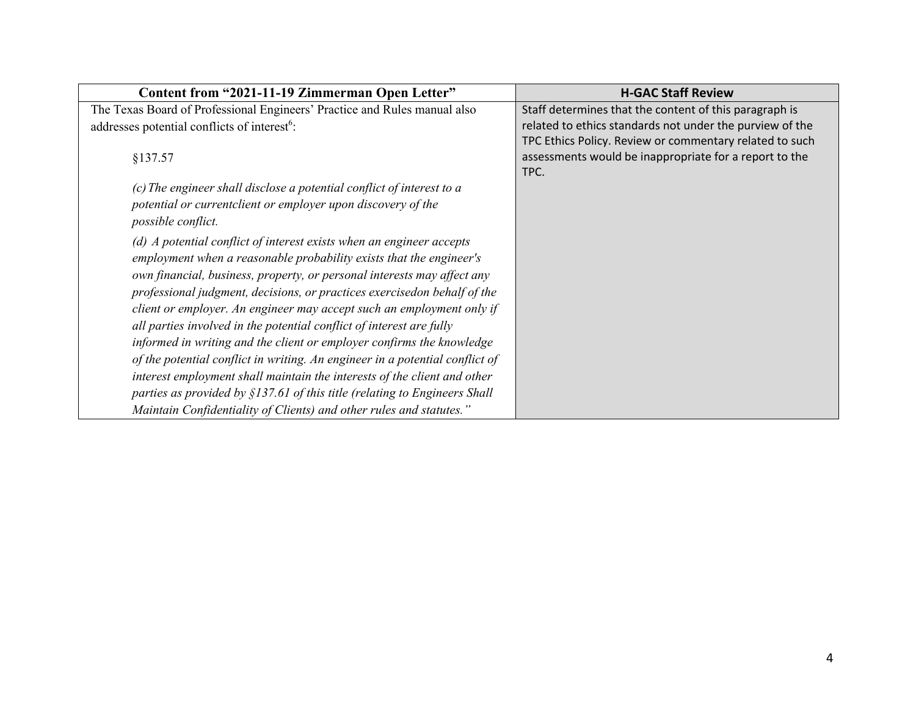| Content from "2021-11-19 Zimmerman Open Letter" | H-GAC Staff Review |
| --- | --- |
| The Texas Board of Professional Engineers' Practice and Rules manual also addresses potential conflicts of interest[6]:<br><br>§137.57<br><br>*(c) The engineer shall disclose a potential conflict of interest to a potential or currentclient or employer upon discovery of the possible conflict.*<br><br>*(d) A potential conflict of interest exists when an engineer accepts employment when a reasonable probability exists that the engineer's own financial, business, property, or personal interests may affect any professional judgment, decisions, or practices exercisedon behalf of the client or employer. An engineer may accept such an employment only if all parties involved in the potential conflict of interest are fully informed in writing and the client or employer confirms the knowledge of the potential conflict in writing. An engineer in a potential conflict of interest employment shall maintain the interests of the client and other parties as provided by §137.61 of this title (relating to Engineers Shall Maintain Confidentiality of Clients) and other rules and statutes."* | Staff determines that the content of this paragraph is related to ethics standards not under the purview of the TPC Ethics Policy. Review or commentary related to such assessments would be inappropriate for a report to the TPC. |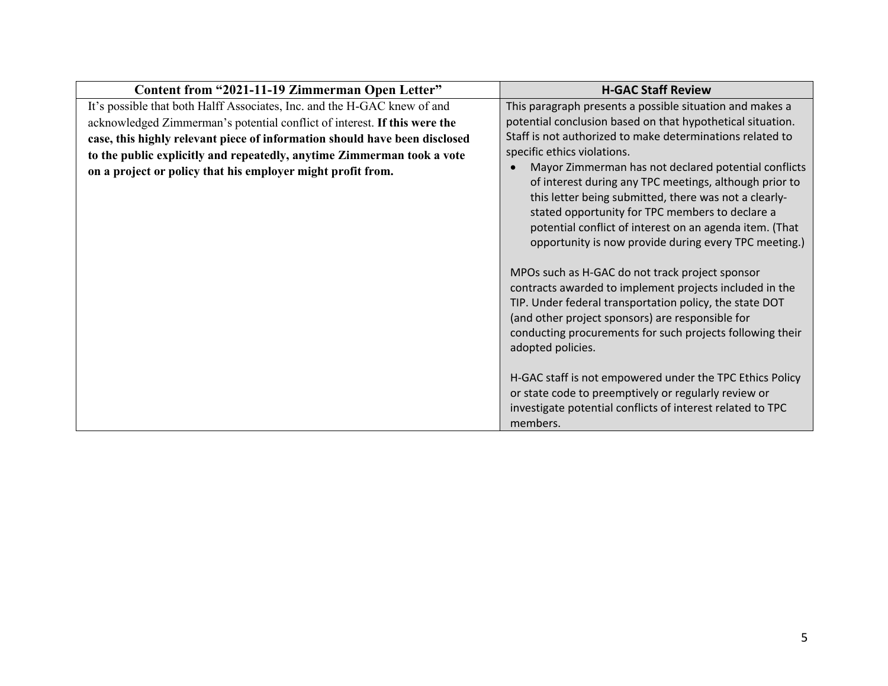| Content from “2021-11-19 Zimmerman Open Letter” | H-GAC Staff Review |
|---|---|
| It’s possible that both Halff Associates, Inc. and the H-GAC knew of and acknowledged Zimmerman’s potential conflict of interest. **If this were the case, this highly relevant piece of information should have been disclosed to the public explicitly and repeatedly, anytime Zimmerman took a vote on a project or policy that his employer might profit from.** | This paragraph presents a possible situation and makes a potential conclusion based on that hypothetical situation. Staff is not authorized to make determinations related to specific ethics violations.<br>• Mayor Zimmerman has not declared potential conflicts of interest during any TPC meetings, although prior to this letter being submitted, there was not a clearly-stated opportunity for TPC members to declare a potential conflict of interest on an agenda item. (That opportunity is now provide during every TPC meeting.)<br><br>MPOs such as H-GAC do not track project sponsor contracts awarded to implement projects included in the TIP. Under federal transportation policy, the state DOT (and other project sponsors) are responsible for conducting procurements for such projects following their adopted policies.<br><br>H-GAC staff is not empowered under the TPC Ethics Policy or state code to preemptively or regularly review or investigate potential conflicts of interest related to TPC members. |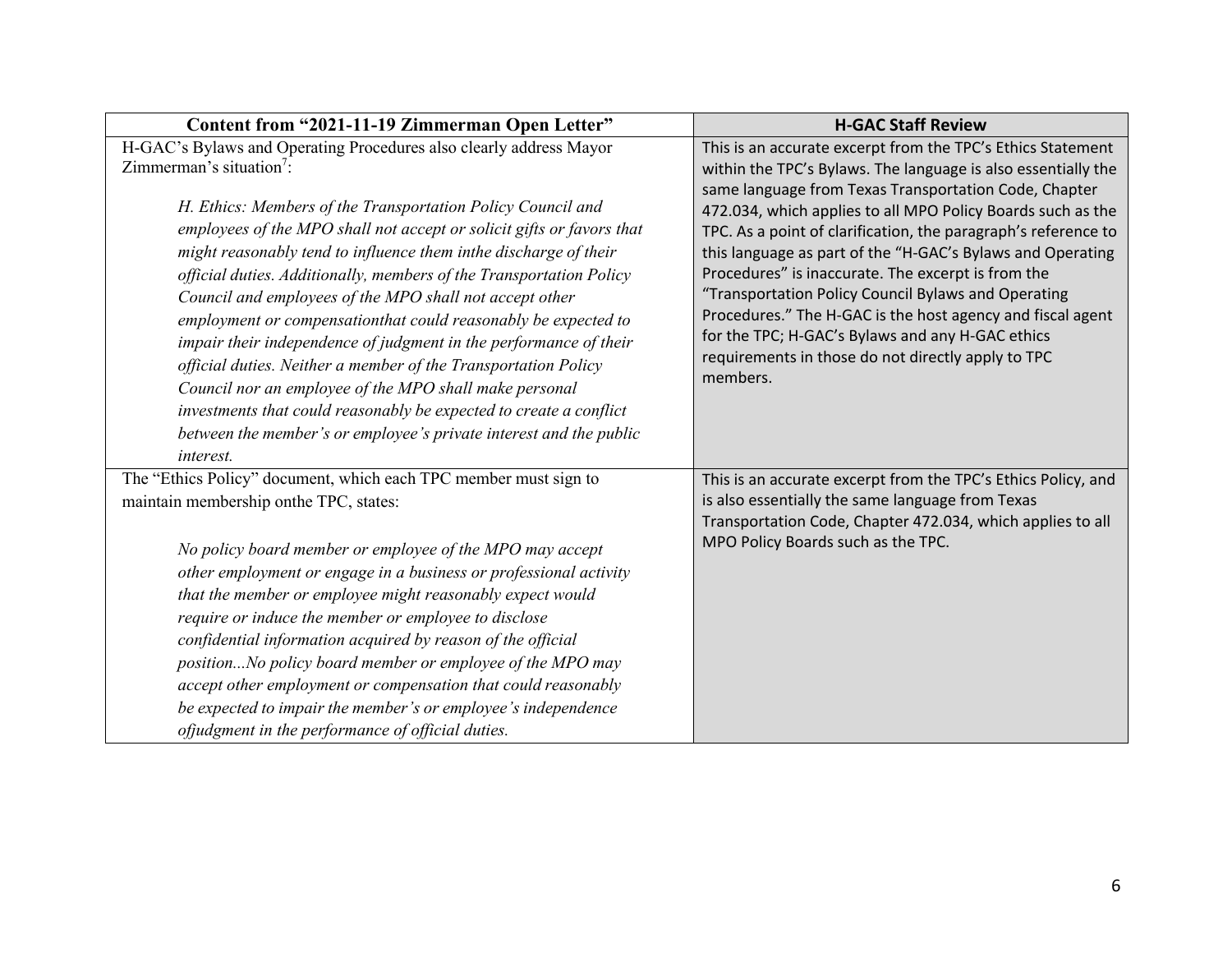| Content from "2021-11-19 Zimmerman Open Letter" | H-GAC Staff Review |
|---|---|
| H-GAC's Bylaws and Operating Procedures also clearly address Mayor Zimmerman's situation[7]:<br><br>*H. Ethics: Members of the Transportation Policy Council and employees of the MPO shall not accept or solicit gifts or favors that might reasonably tend to influence them inthe discharge of their official duties. Additionally, members of the Transportation Policy Council and employees of the MPO shall not accept other employment or compensationthat could reasonably be expected to impair their independence of judgment in the performance of their official duties. Neither a member of the Transportation Policy Council nor an employee of the MPO shall make personal investments that could reasonably be expected to create a conflict between the member's or employee's private interest and the public interest.* | This is an accurate excerpt from the TPC's Ethics Statement within the TPC's Bylaws. The language is also essentially the same language from Texas Transportation Code, Chapter 472.034, which applies to all MPO Policy Boards such as the TPC. As a point of clarification, the paragraph's reference to this language as part of the "H-GAC's Bylaws and Operating Procedures" is inaccurate. The excerpt is from the "Transportation Policy Council Bylaws and Operating Procedures." The H-GAC is the host agency and fiscal agent for the TPC; H-GAC's Bylaws and any H-GAC ethics requirements in those do not directly apply to TPC members. |
| The "Ethics Policy" document, which each TPC member must sign to maintain membership onthe TPC, states:<br><br>*No policy board member or employee of the MPO may accept other employment or engage in a business or professional activity that the member or employee might reasonably expect would require or induce the member or employee to disclose confidential information acquired by reason of the official position...No policy board member or employee of the MPO may accept other employment or compensation that could reasonably be expected to impair the member's or employee's independence ofjudgment in the performance of official duties.* | This is an accurate excerpt from the TPC's Ethics Policy, and is also essentially the same language from Texas Transportation Code, Chapter 472.034, which applies to all MPO Policy Boards such as the TPC. |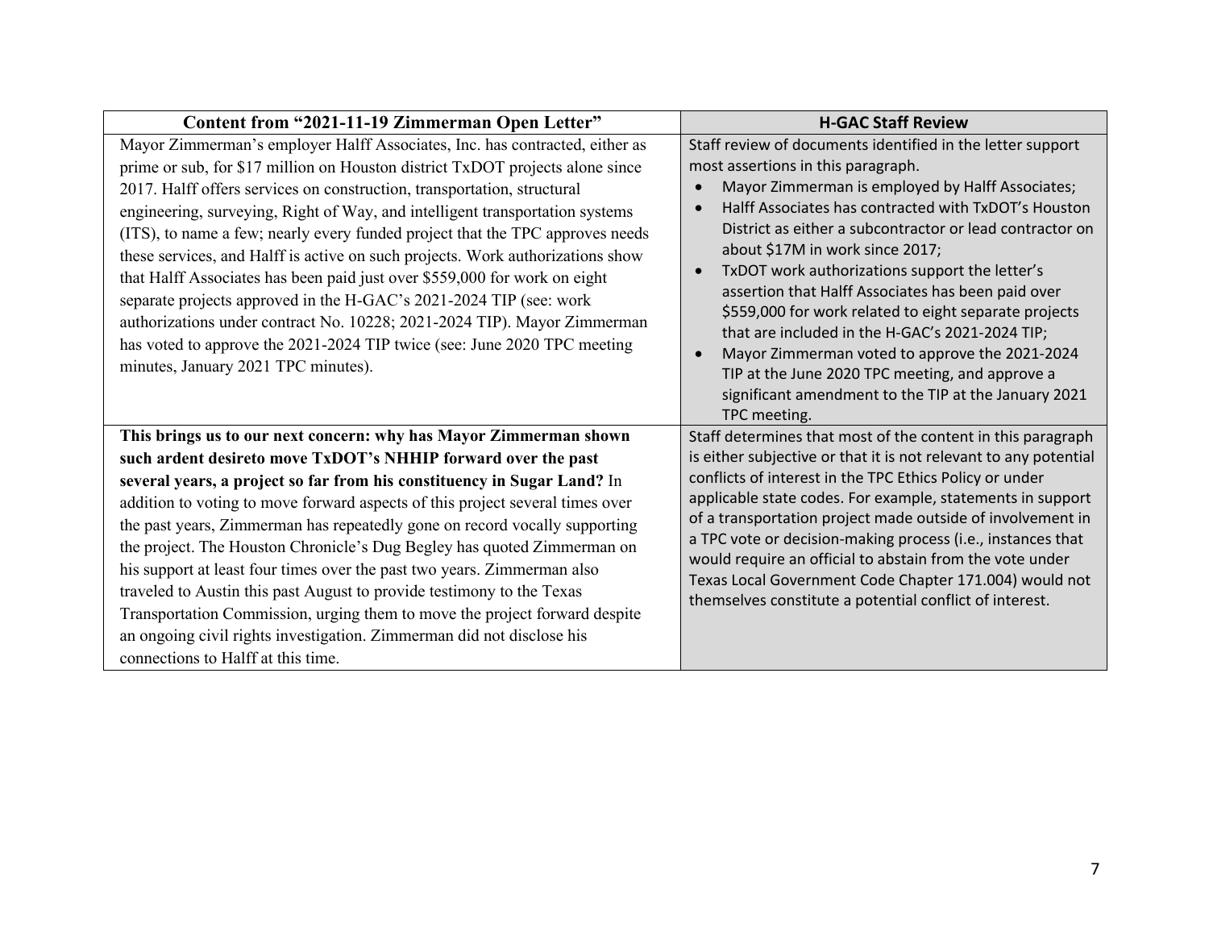| Content from "2021-11-19 Zimmerman Open Letter" | H-GAC Staff Review |
|---|---|
| Mayor Zimmerman's employer Halff Associates, Inc. has contracted, either as prime or sub, for $17 million on Houston district TxDOT projects alone since 2017. Halff offers services on construction, transportation, structural engineering, surveying, Right of Way, and intelligent transportation systems (ITS), to name a few; nearly every funded project that the TPC approves needs these services, and Halff is active on such projects. Work authorizations show that Halff Associates has been paid just over $559,000 for work on eight separate projects approved in the H-GAC's 2021-2024 TIP (see: work authorizations under contract No. 10228; 2021-2024 TIP). Mayor Zimmerman has voted to approve the 2021-2024 TIP twice (see: June 2020 TPC meeting minutes, January 2021 TPC minutes). | Staff review of documents identified in the letter support most assertions in this paragraph.<br>• Mayor Zimmerman is employed by Halff Associates;<br>• Halff Associates has contracted with TxDOT's Houston District as either a subcontractor or lead contractor on about $17M in work since 2017;<br>• TxDOT work authorizations support the letter's assertion that Halff Associates has been paid over $559,000 for work related to eight separate projects that are included in the H-GAC's 2021-2024 TIP;<br>• Mayor Zimmerman voted to approve the 2021-2024 TIP at the June 2020 TPC meeting, and approve a significant amendment to the TIP at the January 2021 TPC meeting. |
| **This brings us to our next concern: why has Mayor Zimmerman shown such ardent desireto move TxDOT's NHHIP forward over the past several years, a project so far from his constituency in Sugar Land?** In addition to voting to move forward aspects of this project several times over the past years, Zimmerman has repeatedly gone on record vocally supporting the project. The Houston Chronicle's Dug Begley has quoted Zimmerman on his support at least four times over the past two years. Zimmerman also traveled to Austin this past August to provide testimony to the Texas Transportation Commission, urging them to move the project forward despite an ongoing civil rights investigation. Zimmerman did not disclose his connections to Halff at this time. | Staff determines that most of the content in this paragraph is either subjective or that it is not relevant to any potential conflicts of interest in the TPC Ethics Policy or under applicable state codes. For example, statements in support of a transportation project made outside of involvement in a TPC vote or decision-making process (i.e., instances that would require an official to abstain from the vote under Texas Local Government Code Chapter 171.004) would not themselves constitute a potential conflict of interest. |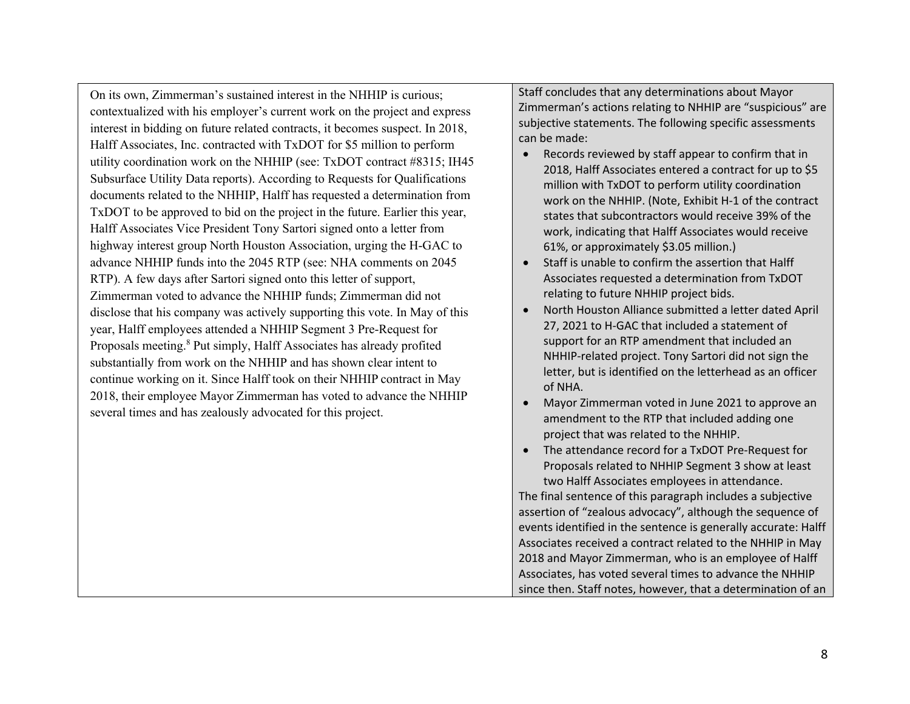| | |
|---|---|
| On its own, Zimmerman's sustained interest in the NHHIP is curious; contextualized with his employer's current work on the project and express interest in bidding on future related contracts, it becomes suspect. In 2018, Halff Associates, Inc. contracted with TxDOT for $5 million to perform utility coordination work on the NHHIP (see: TxDOT contract #8315; IH45 Subsurface Utility Data reports). According to Requests for Qualifications documents related to the NHHIP, Halff has requested a determination from TxDOT to be approved to bid on the project in the future. Earlier this year, Halff Associates Vice President Tony Sartori signed onto a letter from highway interest group North Houston Association, urging the H-GAC to advance NHHIP funds into the 2045 RTP (see: NHA comments on 2045 RTP). A few days after Sartori signed onto this letter of support, Zimmerman voted to advance the NHHIP funds; Zimmerman did not disclose that his company was actively supporting this vote. In May of this year, Halff employees attended a NHHIP Segment 3 Pre-Request for Proposals meeting.[8] Put simply, Halff Associates has already profited substantially from work on the NHHIP and has shown clear intent to continue working on it. Since Halff took on their NHHIP contract in May 2018, their employee Mayor Zimmerman has voted to advance the NHHIP several times and has zealously advocated for this project. | Staff concludes that any determinations about Mayor Zimmerman's actions relating to NHHIP are "suspicious" are subjective statements. The following specific assessments can be made:<br>• Records reviewed by staff appear to confirm that in 2018, Halff Associates entered a contract for up to $5 million with TxDOT to perform utility coordination work on the NHHIP. (Note, Exhibit H-1 of the contract states that subcontractors would receive 39% of the work, indicating that Halff Associates would receive 61%, or approximately $3.05 million.)<br>• Staff is unable to confirm the assertion that Halff Associates requested a determination from TxDOT relating to future NHHIP project bids.<br>• North Houston Alliance submitted a letter dated April 27, 2021 to H-GAC that included a statement of support for an RTP amendment that included an NHHIP-related project. Tony Sartori did not sign the letter, but is identified on the letterhead as an officer of NHA.<br>• Mayor Zimmerman voted in June 2021 to approve an amendment to the RTP that included adding one project that was related to the NHHIP.<br>• The attendance record for a TxDOT Pre-Request for Proposals related to NHHIP Segment 3 show at least two Halff Associates employees in attendance.<br>The final sentence of this paragraph includes a subjective assertion of "zealous advocacy", although the sequence of events identified in the sentence is generally accurate: Halff Associates received a contract related to the NHHIP in May 2018 and Mayor Zimmerman, who is an employee of Halff Associates, has voted several times to advance the NHHIP since then. Staff notes, however, that a determination of an |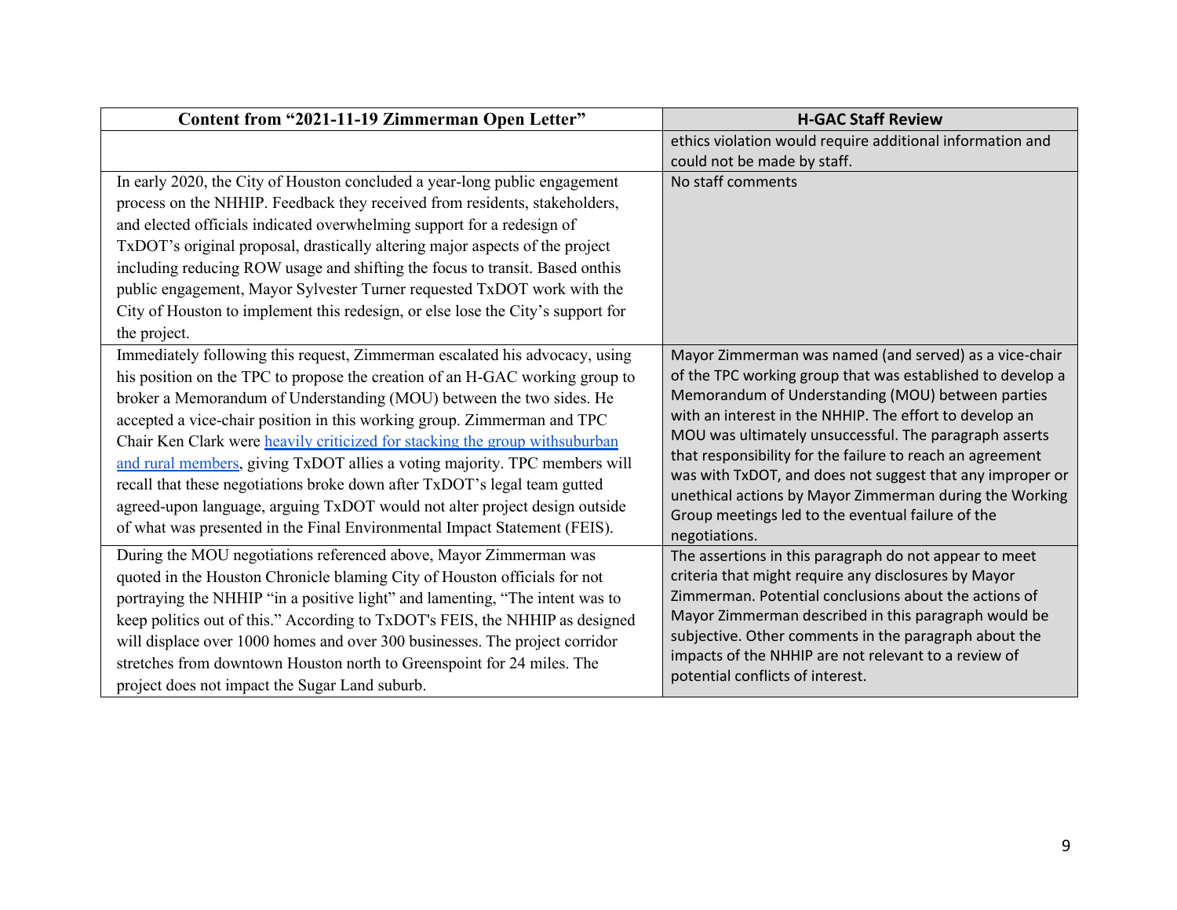| Content from "2021-11-19 Zimmerman Open Letter" | H-GAC Staff Review |
| --- | --- |
| | ethics violation would require additional information and could not be made by staff. |
| In early 2020, the City of Houston concluded a year-long public engagement process on the NHHIP. Feedback they received from residents, stakeholders, and elected officials indicated overwhelming support for a redesign of TxDOT's original proposal, drastically altering major aspects of the project including reducing ROW usage and shifting the focus to transit. Based onthis public engagement, Mayor Sylvester Turner requested TxDOT work with the City of Houston to implement this redesign, or else lose the City's support for the project. | No staff comments |
| Immediately following this request, Zimmerman escalated his advocacy, using his position on the TPC to propose the creation of an H-GAC working group to broker a Memorandum of Understanding (MOU) between the two sides. He accepted a vice-chair position in this working group. Zimmerman and TPC Chair Ken Clark were heavily criticized for stacking the group withsuburban and rural members, giving TxDOT allies a voting majority. TPC members will recall that these negotiations broke down after TxDOT's legal team gutted agreed-upon language, arguing TxDOT would not alter project design outside of what was presented in the Final Environmental Impact Statement (FEIS). | Mayor Zimmerman was named (and served) as a vice-chair of the TPC working group that was established to develop a Memorandum of Understanding (MOU) between parties with an interest in the NHHIP. The effort to develop an MOU was ultimately unsuccessful. The paragraph asserts that responsibility for the failure to reach an agreement was with TxDOT, and does not suggest that any improper or unethical actions by Mayor Zimmerman during the Working Group meetings led to the eventual failure of the negotiations. |
| During the MOU negotiations referenced above, Mayor Zimmerman was quoted in the Houston Chronicle blaming City of Houston officials for not portraying the NHHIP "in a positive light" and lamenting, "The intent was to keep politics out of this." According to TxDOT's FEIS, the NHHIP as designed will displace over 1000 homes and over 300 businesses. The project corridor stretches from downtown Houston north to Greenspoint for 24 miles. The project does not impact the Sugar Land suburb. | The assertions in this paragraph do not appear to meet criteria that might require any disclosures by Mayor Zimmerman. Potential conclusions about the actions of Mayor Zimmerman described in this paragraph would be subjective. Other comments in the paragraph about the impacts of the NHHIP are not relevant to a review of potential conflicts of interest. |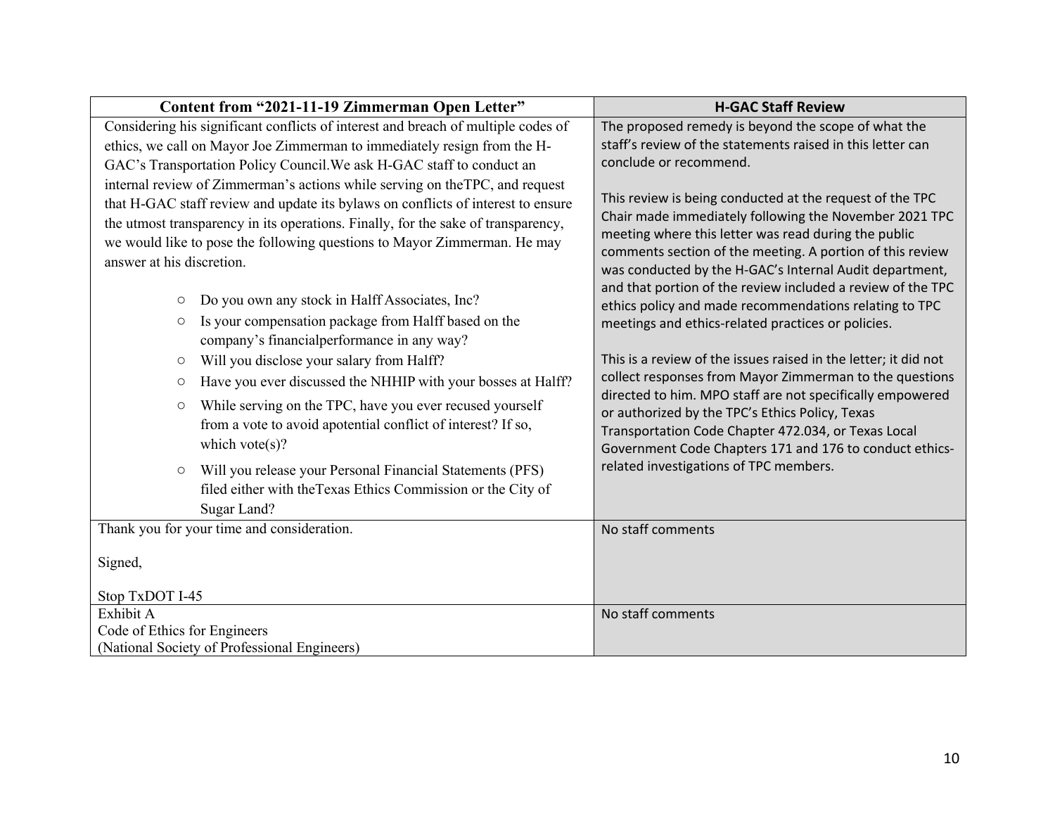| Content from "2021-11-19 Zimmerman Open Letter" | H-GAC Staff Review |
|---|---|
| Considering his significant conflicts of interest and breach of multiple codes of ethics, we call on Mayor Joe Zimmerman to immediately resign from the H-GAC's Transportation Policy Council.We ask H-GAC staff to conduct an internal review of Zimmerman's actions while serving on theTPC, and request that H-GAC staff review and update its bylaws on conflicts of interest to ensure the utmost transparency in its operations. Finally, for the sake of transparency, we would like to pose the following questions to Mayor Zimmerman. He may answer at his discretion.<br><br>○ Do you own any stock in Halff Associates, Inc?<br>○ Is your compensation package from Halff based on the company's financialperformance in any way?<br>○ Will you disclose your salary from Halff?<br>○ Have you ever discussed the NHHIP with your bosses at Halff?<br>○ While serving on the TPC, have you ever recused yourself from a vote to avoid apotential conflict of interest? If so, which vote(s)?<br>○ Will you release your Personal Financial Statements (PFS) filed either with theTexas Ethics Commission or the City of Sugar Land? | The proposed remedy is beyond the scope of what the staff's review of the statements raised in this letter can conclude or recommend.<br><br>This review is being conducted at the request of the TPC Chair made immediately following the November 2021 TPC meeting where this letter was read during the public comments section of the meeting. A portion of this review was conducted by the H-GAC's Internal Audit department, and that portion of the review included a review of the TPC ethics policy and made recommendations relating to TPC meetings and ethics-related practices or policies.<br><br>This is a review of the issues raised in the letter; it did not collect responses from Mayor Zimmerman to the questions directed to him. MPO staff are not specifically empowered or authorized by the TPC's Ethics Policy, Texas Transportation Code Chapter 472.034, or Texas Local Government Code Chapters 171 and 176 to conduct ethics-related investigations of TPC members. |
| Thank you for your time and consideration.<br><br>Signed,<br><br>Stop TxDOT I-45 | No staff comments |
| Exhibit A<br>Code of Ethics for Engineers<br>(National Society of Professional Engineers) | No staff comments |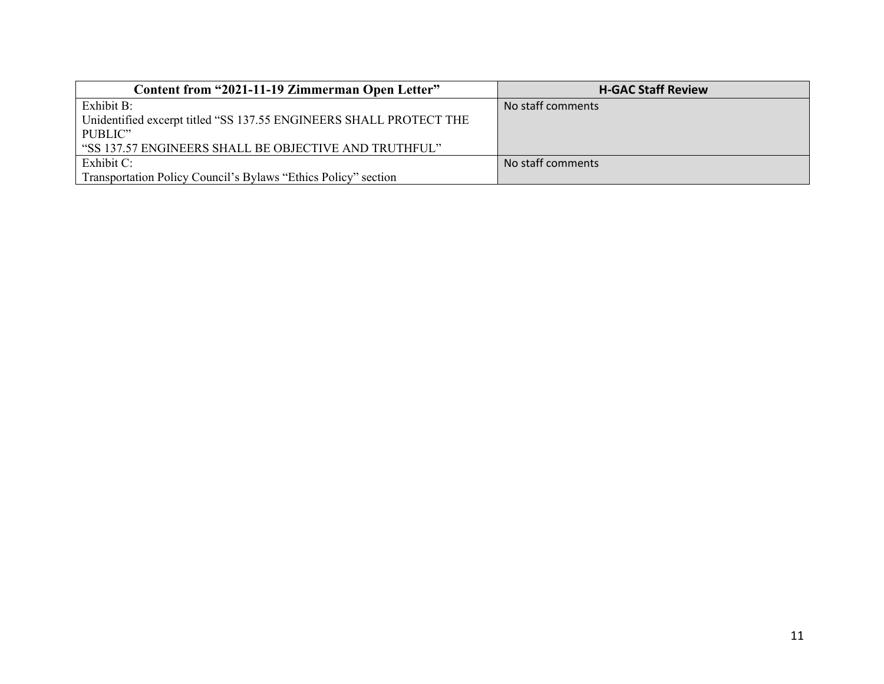| Content from “2021-11-19 Zimmerman Open Letter” | H-GAC Staff Review |
|---|---|
| Exhibit B:<br>Unidentified excerpt titled “SS 137.55 ENGINEERS SHALL PROTECT THE PUBLIC”<br>“SS 137.57 ENGINEERS SHALL BE OBJECTIVE AND TRUTHFUL” | No staff comments |
| Exhibit C:<br>Transportation Policy Council’s Bylaws “Ethics Policy” section | No staff comments |